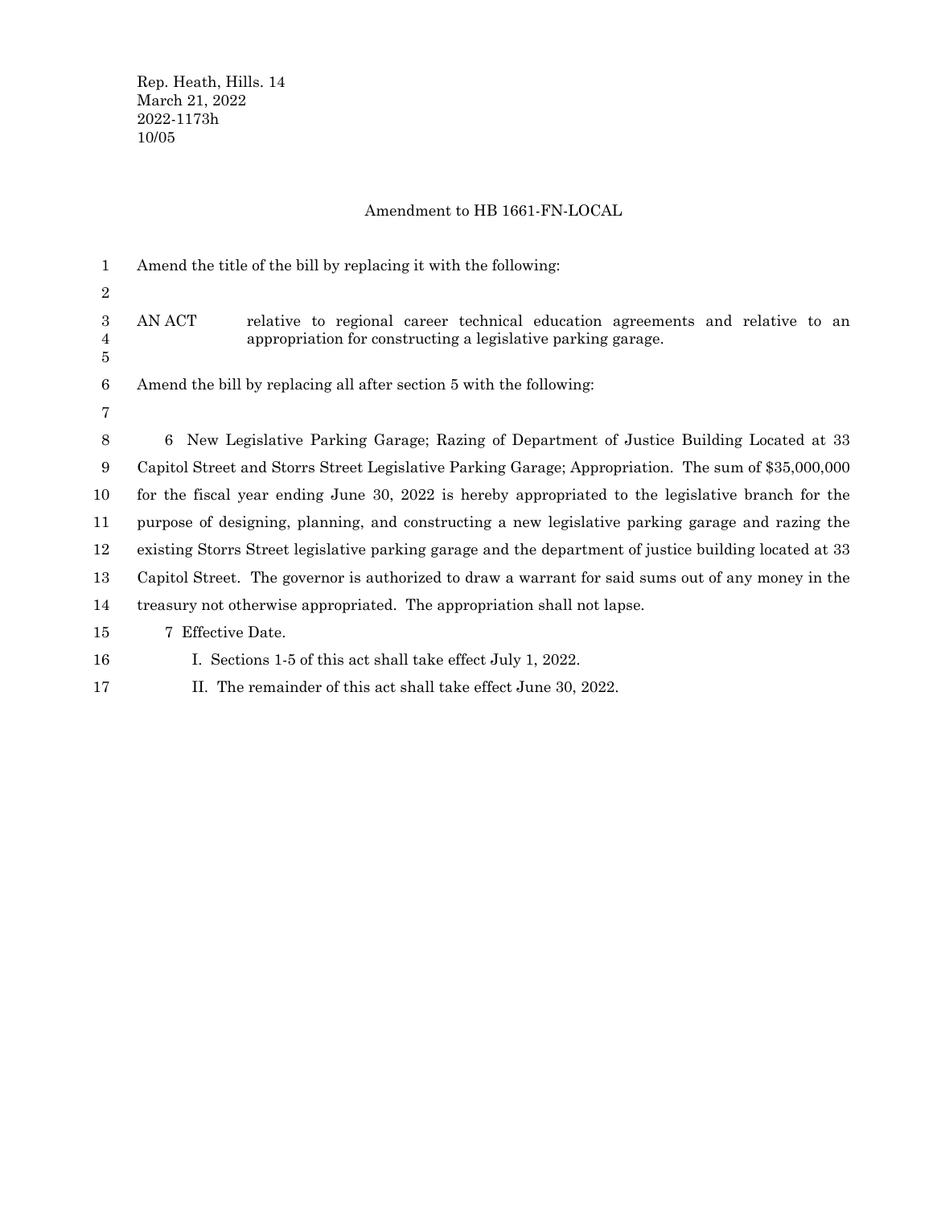Rep. Heath, Hills. 14
March 21, 2022
2022-1173h
10/05

# Amendment to HB 1661-FN-LOCAL

Amend the title of the bill by replacing it with the following:

AN ACT relative to regional career technical education agreements and relative to an appropriation for constructing a legislative parking garage.

Amend the bill by replacing all after section 5 with the following:

6 New Legislative Parking Garage; Razing of Department of Justice Building Located at 33 Capitol Street and Storrs Street Legislative Parking Garage; Appropriation. The sum of $35,000,000 for the fiscal year ending June 30, 2022 is hereby appropriated to the legislative branch for the purpose of designing, planning, and constructing a new legislative parking garage and razing the existing Storrs Street legislative parking garage and the department of justice building located at 33 Capitol Street. The governor is authorized to draw a warrant for said sums out of any money in the treasury not otherwise appropriated. The appropriation shall not lapse.

7 Effective Date.

I. Sections 1-5 of this act shall take effect July 1, 2022.

II. The remainder of this act shall take effect June 30, 2022.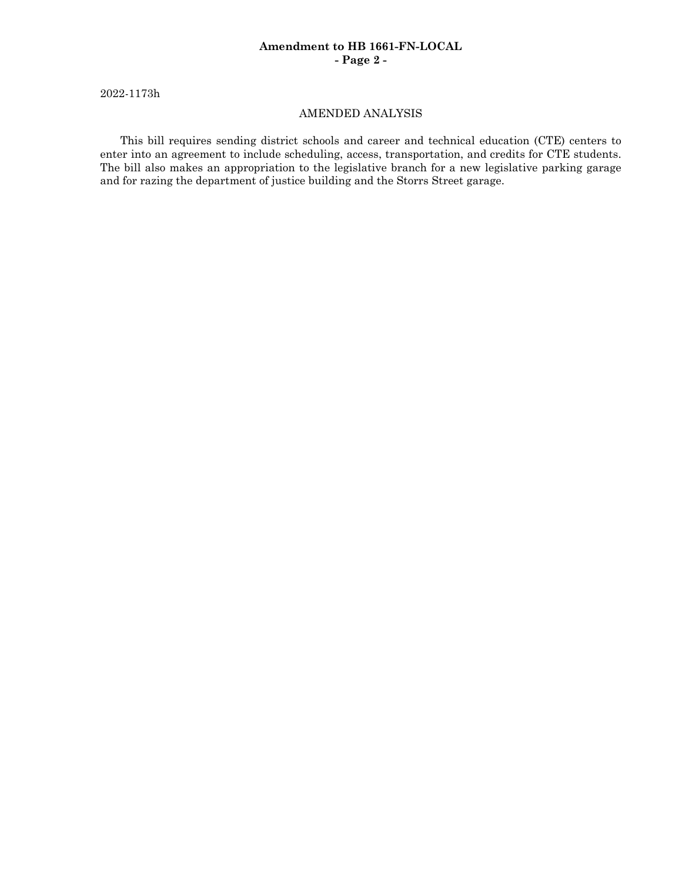2022-1173h

AMENDED ANALYSIS

This bill requires sending district schools and career and technical education (CTE) centers to enter into an agreement to include scheduling, access, transportation, and credits for CTE students. The bill also makes an appropriation to the legislative branch for a new legislative parking garage and for razing the department of justice building and the Storrs Street garage.